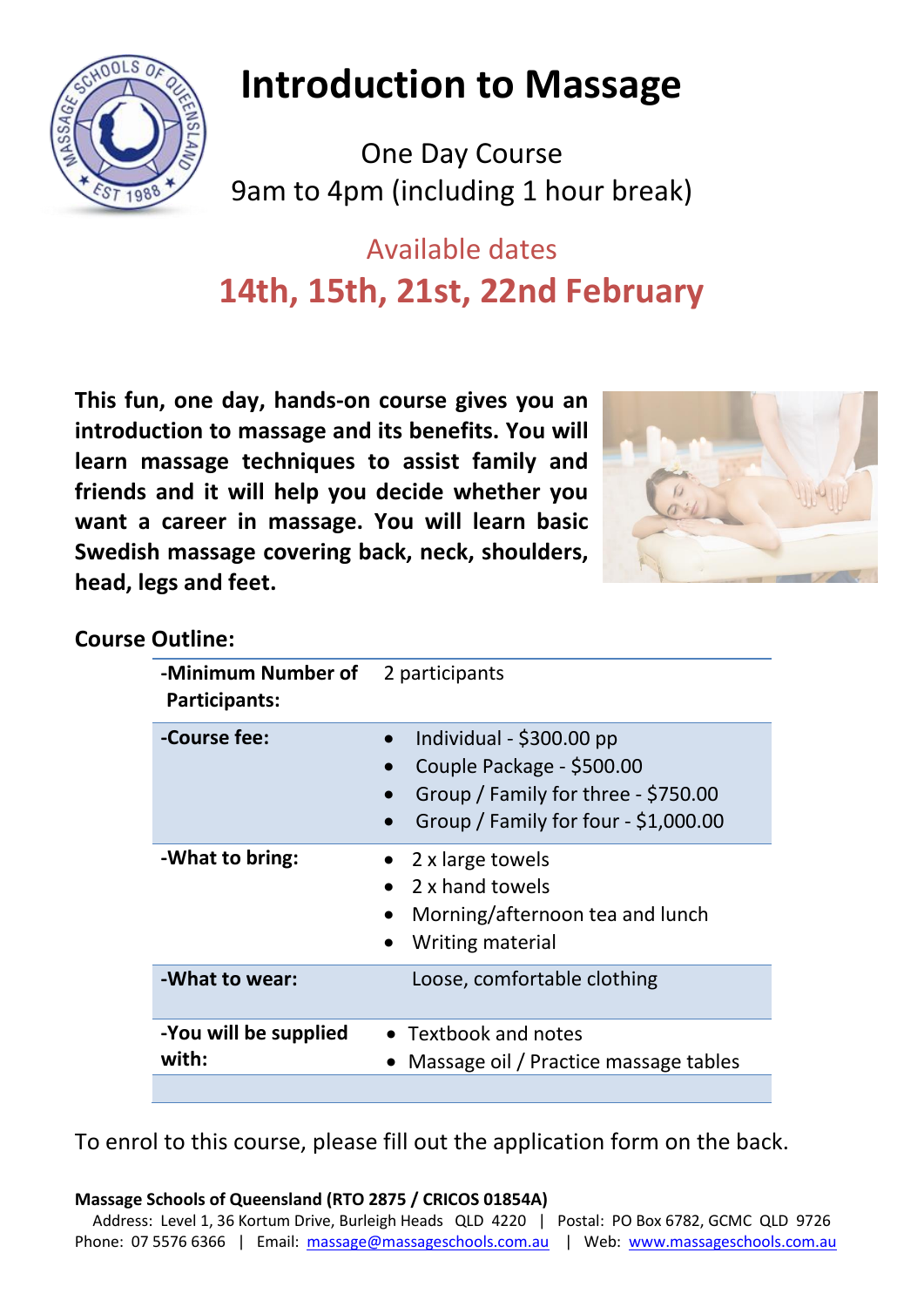# Introduction to Massage

One Day Course
9am to 4pm (including 1 hour break)

## Available dates

## 14th, 15th, 21st, 22nd February

**This fun, one day, hands-on course gives you an introduction to massage and its benefits. You will learn massage techniques to assist family and friends and it will help you decide whether you want a career in massage. You will learn basic Swedish massage covering back, neck, shoulders, head, legs and feet.**

**Course Outline:**

| | |
|---|---|
| **-Minimum Number of Participants:** | 2 participants |
| **-Course fee:** | • Individual - $300.00 pp<br>• Couple Package - $500.00<br>• Group / Family for three - $750.00<br>• Group / Family for four - $1,000.00 |
| **-What to bring:** | • 2 x large towels<br>• 2 x hand towels<br>• Morning/afternoon tea and lunch<br>• Writing material |
| **-What to wear:** | Loose, comfortable clothing |
| **-You will be supplied with:** | • Textbook and notes<br>• Massage oil / Practice massage tables |

To enrol to this course, please fill out the application form on the back.

**Massage Schools of Queensland (RTO 2875 / CRICOS 01854A)**
Address: Level 1, 36 Kortum Drive, Burleigh Heads QLD 4220 | Postal: PO Box 6782, GCMC QLD 9726
Phone: 07 5576 6366 | Email: massage@massageschools.com.au | Web: www.massageschools.com.au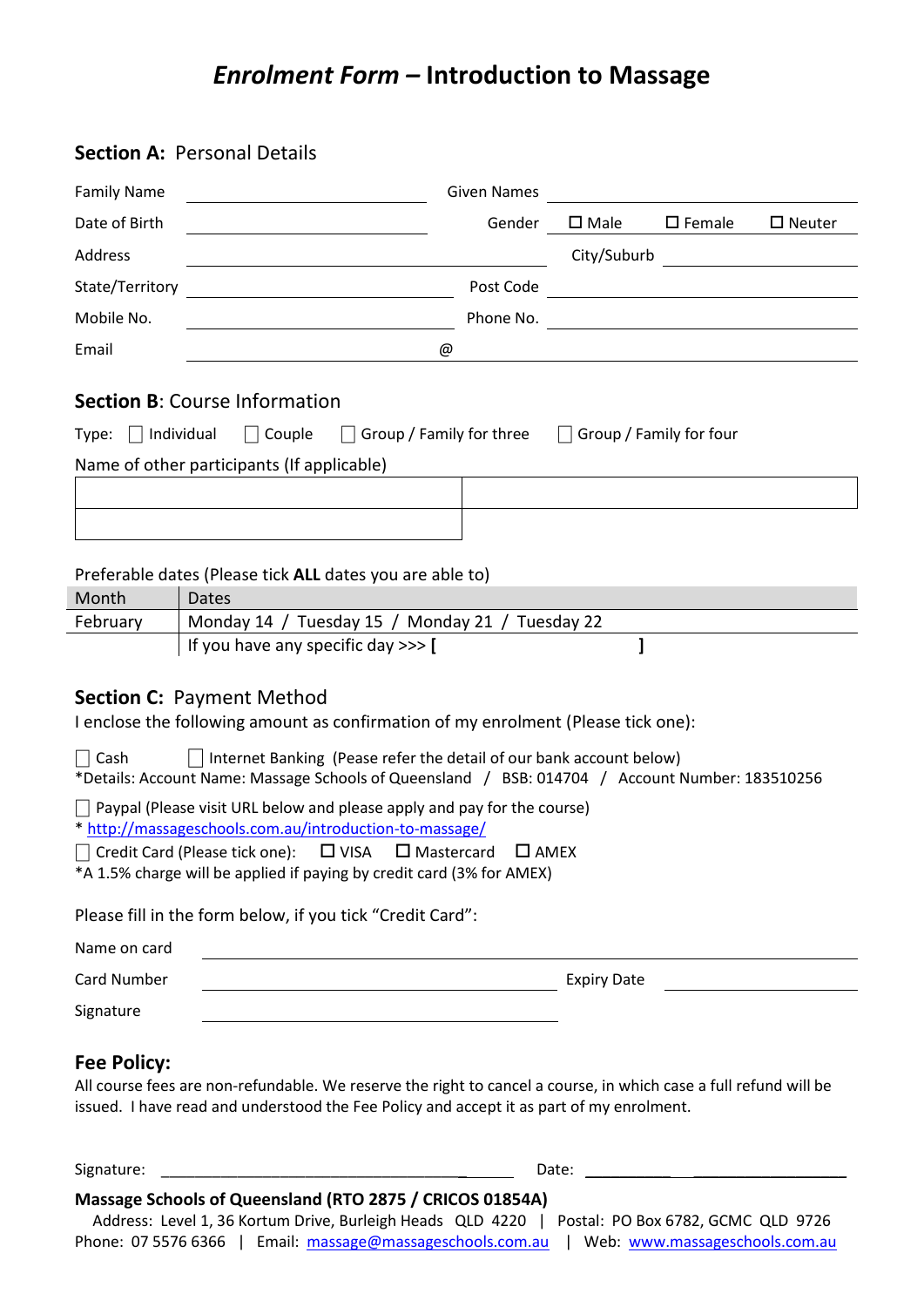# *Enrolment Form* – Introduction to Massage

## Section A: Personal Details

Family Name ______________________ Given Names ______________________

Date of Birth ______________________ Gender ☐ Male ☐ Female ☐ Neuter

Address ______________________ City/Suburb ______________________

State/Territory ______________________ Post Code ______________________

Mobile No. ______________________ Phone No. ______________________

Email ______________________ @ ______________________

## Section B: Course Information

Type: ☐ Individual ☐ Couple ☐ Group / Family for three ☐ Group / Family for four

Name of other participants (If applicable)

| | |
|---|---|
| | |
| | |

Preferable dates (Please tick **ALL** dates you are able to)

| Month | Dates |
|---|---|
| February | Monday 14 / Tuesday 15 / Monday 21 / Tuesday 22 |
| | If you have any specific day >>> **[** **]** |

## Section C: Payment Method

I enclose the following amount as confirmation of my enrolment (Please tick one):

☐ Cash ☐ Internet Banking (Pease refer the detail of our bank account below)
*Details: Account Name: Massage Schools of Queensland / BSB: 014704 / Account Number: 183510256

☐ Paypal (Please visit URL below and please apply and pay for the course)
* http://massageschools.com.au/introduction-to-massage/

☐ Credit Card (Please tick one): ☐ VISA ☐ Mastercard ☐ AMEX
*A 1.5% charge will be applied if paying by credit card (3% for AMEX)

Please fill in the form below, if you tick "Credit Card":

Name on card ______________________

Card Number ______________________ Expiry Date ______________________

Signature ______________________

## Fee Policy:

All course fees are non-refundable. We reserve the right to cancel a course, in which case a full refund will be issued. I have read and understood the Fee Policy and accept it as part of my enrolment.

Signature: ______________________ Date: ______________________

**Massage Schools of Queensland (RTO 2875 / CRICOS 01854A)**

Address: Level 1, 36 Kortum Drive, Burleigh Heads QLD 4220 | Postal: PO Box 6782, GCMC QLD 9726
Phone: 07 5576 6366 | Email: massage@massageschools.com.au | Web: www.massageschools.com.au